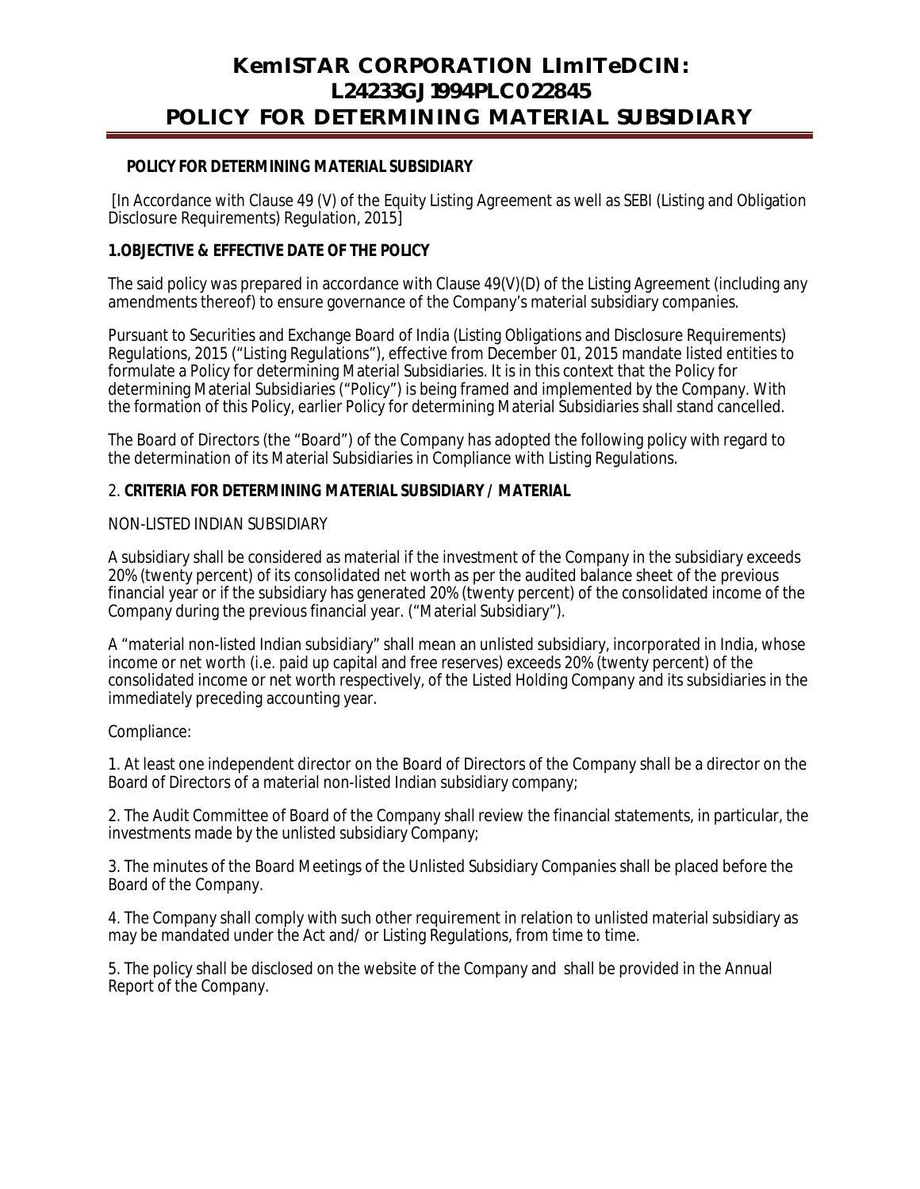# KemISTAR CORPORATION LImITeDCIN: L24233GJ1994PLC022845
# POLICY FOR DETERMINING MATERIAL SUBSIDIARY

**POLICY FOR DETERMINING MATERIAL SUBSIDIARY**

[In Accordance with Clause 49 (V) of the Equity Listing Agreement as well as SEBI (Listing and Obligation Disclosure Requirements) Regulation, 2015]

**1.OBJECTIVE & EFFECTIVE DATE OF THE POLICY**

The said policy was prepared in accordance with Clause 49(V)(D) of the Listing Agreement (including any amendments thereof) to ensure governance of the Company's material subsidiary companies.

Pursuant to Securities and Exchange Board of India (Listing Obligations and Disclosure Requirements) Regulations, 2015 ("Listing Regulations"), effective from December 01, 2015 mandate listed entities to formulate a Policy for determining Material Subsidiaries. It is in this context that the Policy for determining Material Subsidiaries ("Policy") is being framed and implemented by the Company. With the formation of this Policy, earlier Policy for determining Material Subsidiaries shall stand cancelled.

The Board of Directors (the "Board") of the Company has adopted the following policy with regard to the determination of its Material Subsidiaries in Compliance with Listing Regulations.

2. **CRITERIA FOR DETERMINING MATERIAL SUBSIDIARY / MATERIAL**

NON-LISTED INDIAN SUBSIDIARY

A subsidiary shall be considered as material if the investment of the Company in the subsidiary exceeds 20% (twenty percent) of its consolidated net worth as per the audited balance sheet of the previous financial year or if the subsidiary has generated 20% (twenty percent) of the consolidated income of the Company during the previous financial year. ("Material Subsidiary").

A "material non-listed Indian subsidiary" shall mean an unlisted subsidiary, incorporated in India, whose income or net worth (i.e. paid up capital and free reserves) exceeds 20% (twenty percent) of the consolidated income or net worth respectively, of the Listed Holding Company and its subsidiaries in the immediately preceding accounting year.

Compliance:

1. At least one independent director on the Board of Directors of the Company shall be a director on the Board of Directors of a material non-listed Indian subsidiary company;

2. The Audit Committee of Board of the Company shall review the financial statements, in particular, the investments made by the unlisted subsidiary Company;

3. The minutes of the Board Meetings of the Unlisted Subsidiary Companies shall be placed before the Board of the Company.

4. The Company shall comply with such other requirement in relation to unlisted material subsidiary as may be mandated under the Act and/ or Listing Regulations, from time to time.

5. The policy shall be disclosed on the website of the Company and shall be provided in the Annual Report of the Company.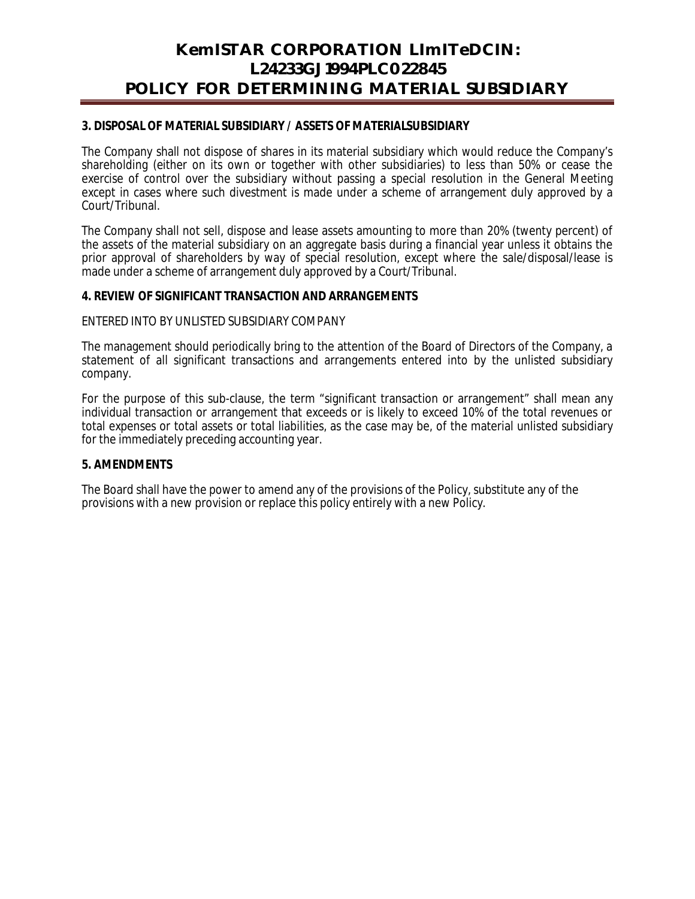### 3. DISPOSAL OF MATERIAL SUBSIDIARY / ASSETS OF MATERIALSUBSIDIARY

The Company shall not dispose of shares in its material subsidiary which would reduce the Company's shareholding (either on its own or together with other subsidiaries) to less than 50% or cease the exercise of control over the subsidiary without passing a special resolution in the General Meeting except in cases where such divestment is made under a scheme of arrangement duly approved by a Court/Tribunal.

The Company shall not sell, dispose and lease assets amounting to more than 20% (twenty percent) of the assets of the material subsidiary on an aggregate basis during a financial year unless it obtains the prior approval of shareholders by way of special resolution, except where the sale/disposal/lease is made under a scheme of arrangement duly approved by a Court/Tribunal.

### 4. REVIEW OF SIGNIFICANT TRANSACTION AND ARRANGEMENTS

ENTERED INTO BY UNLISTED SUBSIDIARY COMPANY

The management should periodically bring to the attention of the Board of Directors of the Company, a statement of all significant transactions and arrangements entered into by the unlisted subsidiary company.

For the purpose of this sub-clause, the term "significant transaction or arrangement" shall mean any individual transaction or arrangement that exceeds or is likely to exceed 10% of the total revenues or total expenses or total assets or total liabilities, as the case may be, of the material unlisted subsidiary for the immediately preceding accounting year.

### 5. AMENDMENTS

The Board shall have the power to amend any of the provisions of the Policy, substitute any of the provisions with a new provision or replace this policy entirely with a new Policy.